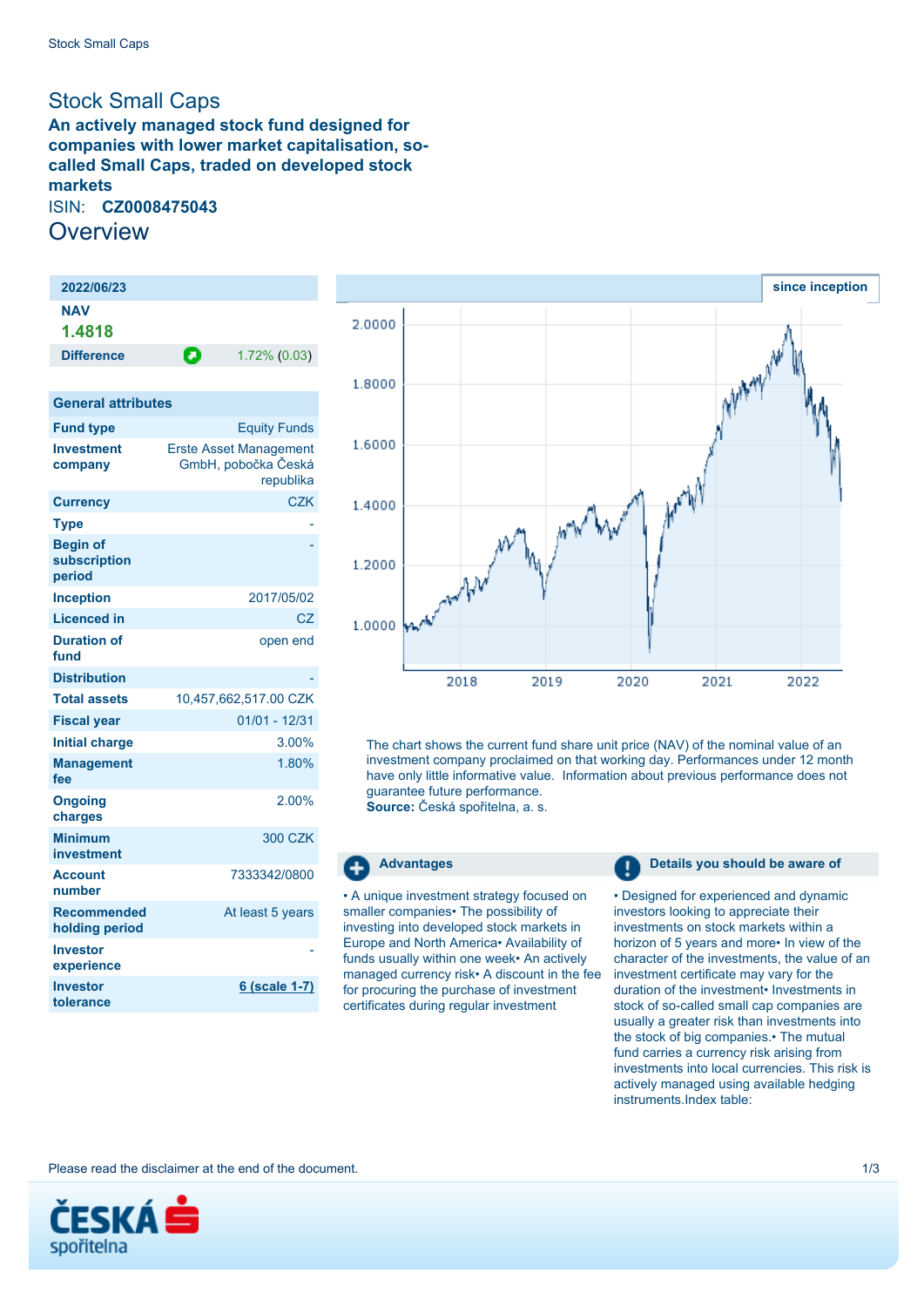# Stock Small Caps

**An actively managed stock fund designed for companies with lower market capitalisation, so-called Small Caps, traded on developed stock markets**

ISIN: **CZ0008475043**

## Overview

| 2022/06/23 | |
|---|---|
| **NAV** | |
| **1.4818** | |
| **Difference** | 1.72% (0.03) |

| General attributes | |
|---|---|
| **Fund type** | Equity Funds |
| **Investment company** | Erste Asset Management GmbH, pobočka Česká republika |
| **Currency** | CZK |
| **Type** | - |
| **Begin of subscription period** | - |
| **Inception** | 2017/05/02 |
| **Licenced in** | CZ |
| **Duration of fund** | open end |
| **Distribution** | - |
| **Total assets** | 10,457,662,517.00 CZK |
| **Fiscal year** | 01/01 - 12/31 |
| **Initial charge** | 3.00% |
| **Management fee** | 1.80% |
| **Ongoing charges** | 2.00% |
| **Minimum investment** | 300 CZK |
| **Account number** | 7333342/0800 |
| **Recommended holding period** | At least 5 years |
| **Investor experience** | - |
| **Investor tolerance** | 6 (scale 1-7) |

**since inception**

The chart shows the current fund share unit price (NAV) of the nominal value of an investment company proclaimed on that working day. Performances under 12 month have only little informative value. Information about previous performance does not guarantee future performance.
**Source:** Česká spořitelna, a. s.

### Advantages

• A unique investment strategy focused on smaller companies• The possibility of investing into developed stock markets in Europe and North America• Availability of funds usually within one week• An actively managed currency risk• A discount in the fee for procuring the purchase of investment certificates during regular investment

### Details you should be aware of

• Designed for experienced and dynamic investors looking to appreciate their investments on stock markets within a horizon of 5 years and more• In view of the character of the investments, the value of an investment certificate may vary for the duration of the investment• Investments in stock of so-called small cap companies are usually a greater risk than investments into the stock of big companies.• The mutual fund carries a currency risk arising from investments into local currencies. This risk is actively managed using available hedging instruments.Index table:

Please read the disclaimer at the end of the document.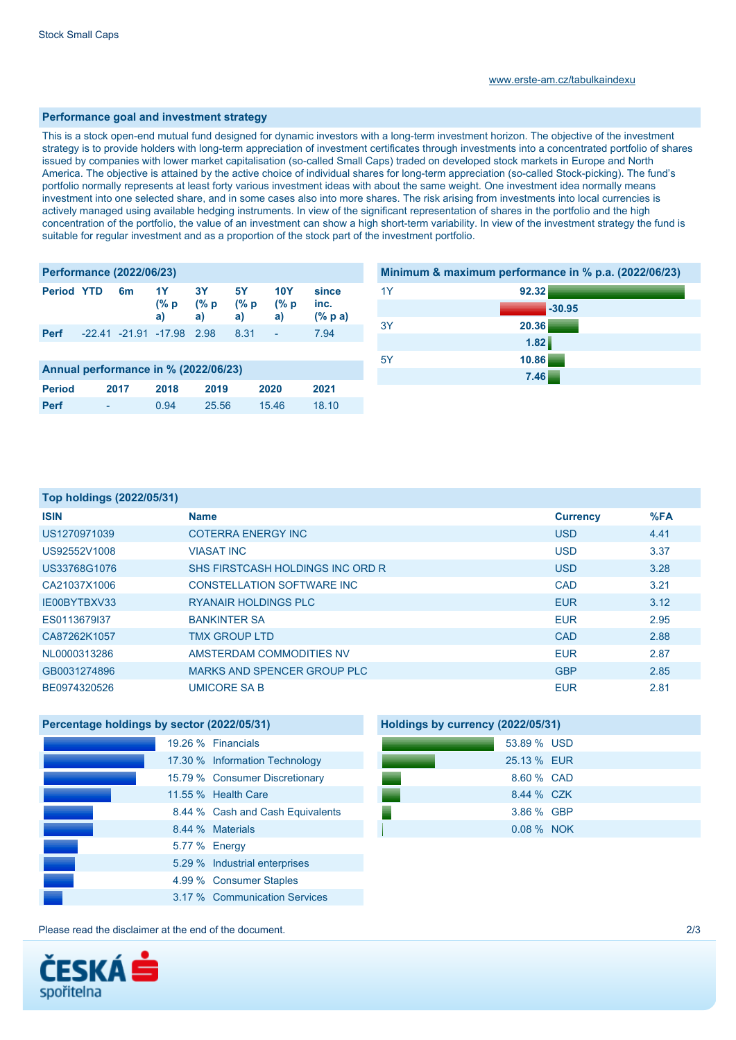Stock Small Caps

www.erste-am.cz/tabulkaindexu

## Performance goal and investment strategy

This is a stock open-end mutual fund designed for dynamic investors with a long-term investment horizon. The objective of the investment strategy is to provide holders with long-term appreciation of investment certificates through investments into a concentrated portfolio of shares issued by companies with lower market capitalisation (so-called Small Caps) traded on developed stock markets in Europe and North America. The objective is attained by the active choice of individual shares for long-term appreciation (so-called Stock-picking). The fund's portfolio normally represents at least forty various investment ideas with about the same weight. One investment idea normally means investment into one selected share, and in some cases also into more shares. The risk arising from investments into local currencies is actively managed using available hedging instruments. In view of the significant representation of shares in the portfolio and the high concentration of the portfolio, the value of an investment can show a high short-term variability. In view of the investment strategy the fund is suitable for regular investment and as a proportion of the stock part of the investment portfolio.

## Performance (2022/06/23)

| Period | YTD | 6m | 1Y (% p a) | 3Y (% p a) | 5Y (% p a) | 10Y (% p a) | since inc. (% p a) |
|---|---|---|---|---|---|---|---|
| Perf | -22.41 | -21.91 | -17.98 | 2.98 | 8.31 | - | 7.94 |

## Annual performance in % (2022/06/23)

| Period | 2017 | 2018 | 2019 | 2020 | 2021 |
|---|---|---|---|---|---|
| Perf | - | 0.94 | 25.56 | 15.46 | 18.10 |

## Minimum & maximum performance in % p.a. (2022/06/23)

| Period | Value |
|---|---|
| 1Y | 92.32 |
| | -30.95 |
| 3Y | 20.36 |
| | 1.82 |
| 5Y | 10.86 |
| | 7.46 |

## Top holdings (2022/05/31)

| ISIN | Name | Currency | %FA |
|---|---|---|---|
| US1270971039 | COTERRA ENERGY INC | USD | 4.41 |
| US92552V1008 | VIASAT INC | USD | 3.37 |
| US33768G1076 | SHS FIRSTCASH HOLDINGS INC ORD R | USD | 3.28 |
| CA21037X1006 | CONSTELLATION SOFTWARE INC | CAD | 3.21 |
| IE00BYTBXV33 | RYANAIR HOLDINGS PLC | EUR | 3.12 |
| ES0113679I37 | BANKINTER SA | EUR | 2.95 |
| CA87262K1057 | TMX GROUP LTD | CAD | 2.88 |
| NL0000313286 | AMSTERDAM COMMODITIES NV | EUR | 2.87 |
| GB0031274896 | MARKS AND SPENCER GROUP PLC | GBP | 2.85 |
| BE0974320526 | UMICORE SA B | EUR | 2.81 |

## Percentage holdings by sector (2022/05/31)

| % | Sector |
|---|---|
| 19.26 % | Financials |
| 17.30 % | Information Technology |
| 15.79 % | Consumer Discretionary |
| 11.55 % | Health Care |
| 8.44 % | Cash and Cash Equivalents |
| 8.44 % | Materials |
| 5.77 % | Energy |
| 5.29 % | Industrial enterprises |
| 4.99 % | Consumer Staples |
| 3.17 % | Communication Services |

## Holdings by currency (2022/05/31)

| % | Currency |
|---|---|
| 53.89 % | USD |
| 25.13 % | EUR |
| 8.60 % | CAD |
| 8.44 % | CZK |
| 3.86 % | GBP |
| 0.08 % | NOK |

Please read the disclaimer at the end of the document.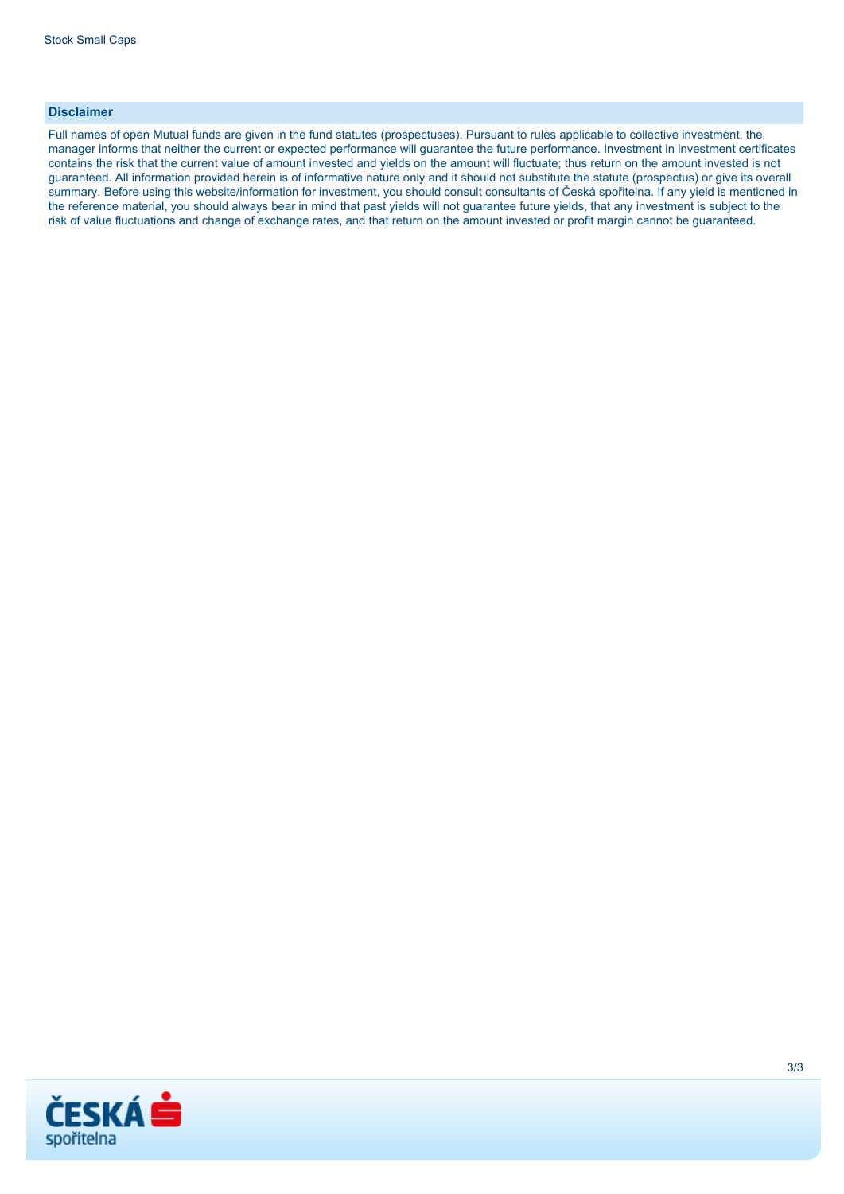## Disclaimer

Full names of open Mutual funds are given in the fund statutes (prospectuses). Pursuant to rules applicable to collective investment, the manager informs that neither the current or expected performance will guarantee the future performance. Investment in investment certificates contains the risk that the current value of amount invested and yields on the amount will fluctuate; thus return on the amount invested is not guaranteed. All information provided herein is of informative nature only and it should not substitute the statute (prospectus) or give its overall summary. Before using this website/information for investment, you should consult consultants of Česká spořitelna. If any yield is mentioned in the reference material, you should always bear in mind that past yields will not guarantee future yields, that any investment is subject to the risk of value fluctuations and change of exchange rates, and that return on the amount invested or profit margin cannot be guaranteed.